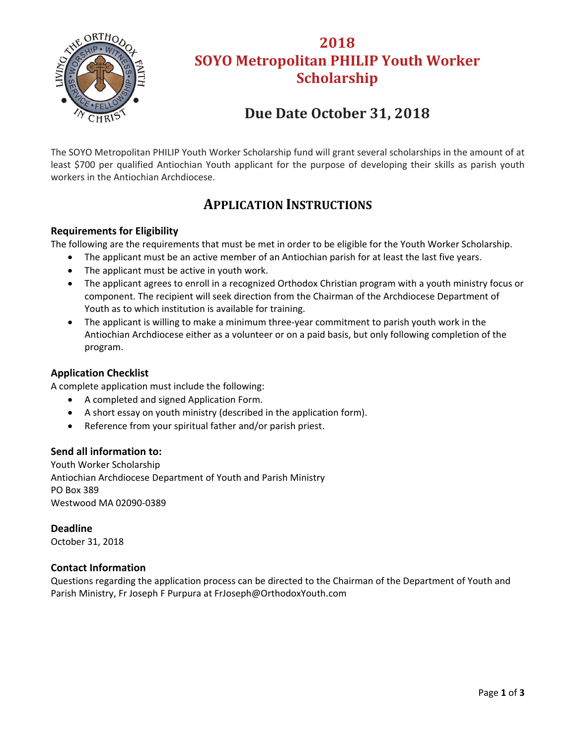# 2018 SOYO Metropolitan PHILIP Youth Worker Scholarship

# Due Date October 31, 2018

The SOYO Metropolitan PHILIP Youth Worker Scholarship fund will grant several scholarships in the amount of at least $700 per qualified Antiochian Youth applicant for the purpose of developing their skills as parish youth workers in the Antiochian Archdiocese.

## APPLICATION INSTRUCTIONS

### Requirements for Eligibility

The following are the requirements that must be met in order to be eligible for the Youth Worker Scholarship.

- The applicant must be an active member of an Antiochian parish for at least the last five years.
- The applicant must be active in youth work.
- The applicant agrees to enroll in a recognized Orthodox Christian program with a youth ministry focus or component. The recipient will seek direction from the Chairman of the Archdiocese Department of Youth as to which institution is available for training.
- The applicant is willing to make a minimum three-year commitment to parish youth work in the Antiochian Archdiocese either as a volunteer or on a paid basis, but only following completion of the program.

### Application Checklist

A complete application must include the following:

- A completed and signed Application Form.
- A short essay on youth ministry (described in the application form).
- Reference from your spiritual father and/or parish priest.

### Send all information to:

Youth Worker Scholarship
Antiochian Archdiocese Department of Youth and Parish Ministry
PO Box 389
Westwood MA 02090-0389

### Deadline

October 31, 2018

### Contact Information

Questions regarding the application process can be directed to the Chairman of the Department of Youth and Parish Ministry, Fr Joseph F Purpura at FrJoseph@OrthodoxYouth.com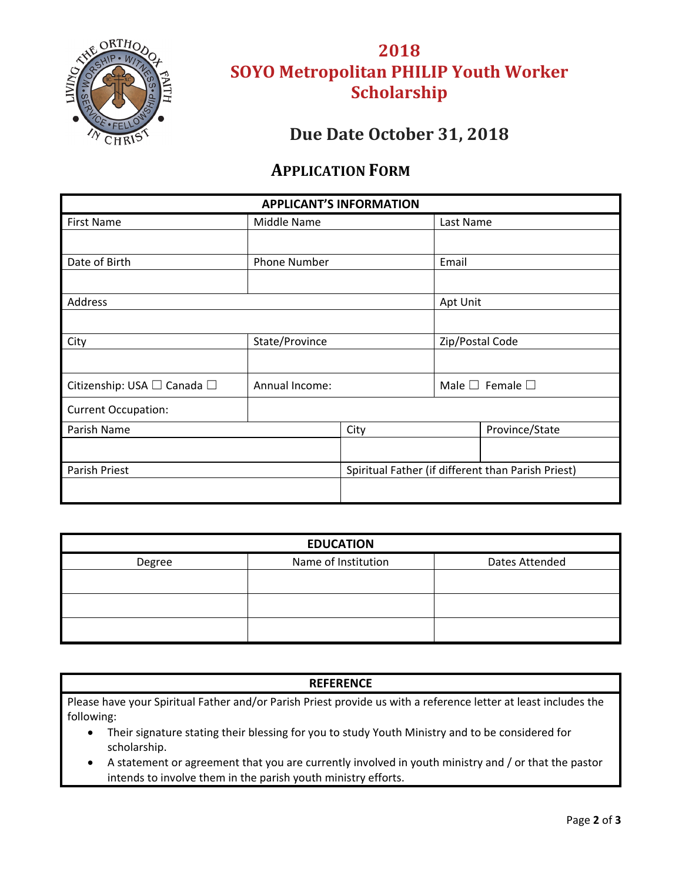# 2018
# SOYO Metropolitan PHILIP Youth Worker Scholarship

## Due Date October 31, 2018

## APPLICATION FORM

| APPLICANT'S INFORMATION | | |
|---|---|---|
| First Name | Middle Name | Last Name |
| | | |
| Date of Birth | Phone Number | Email |
| | | |
| Address | | Apt Unit |
| | | |
| City | State/Province | Zip/Postal Code |
| | | |
| Citizenship: USA ☐ Canada ☐ | Annual Income: | Male ☐ Female ☐ |
| Current Occupation: | | |

| Parish Name | City | Province/State |
|---|---|---|
| | | |
| Parish Priest | Spiritual Father (if different than Parish Priest) | |
| | | |

| EDUCATION | | |
|---|---|---|
| Degree | Name of Institution | Dates Attended |
| | | |
| | | |
| | | |

### REFERENCE

Please have your Spiritual Father and/or Parish Priest provide us with a reference letter at least includes the following:

- Their signature stating their blessing for you to study Youth Ministry and to be considered for scholarship.
- A statement or agreement that you are currently involved in youth ministry and / or that the pastor intends to involve them in the parish youth ministry efforts.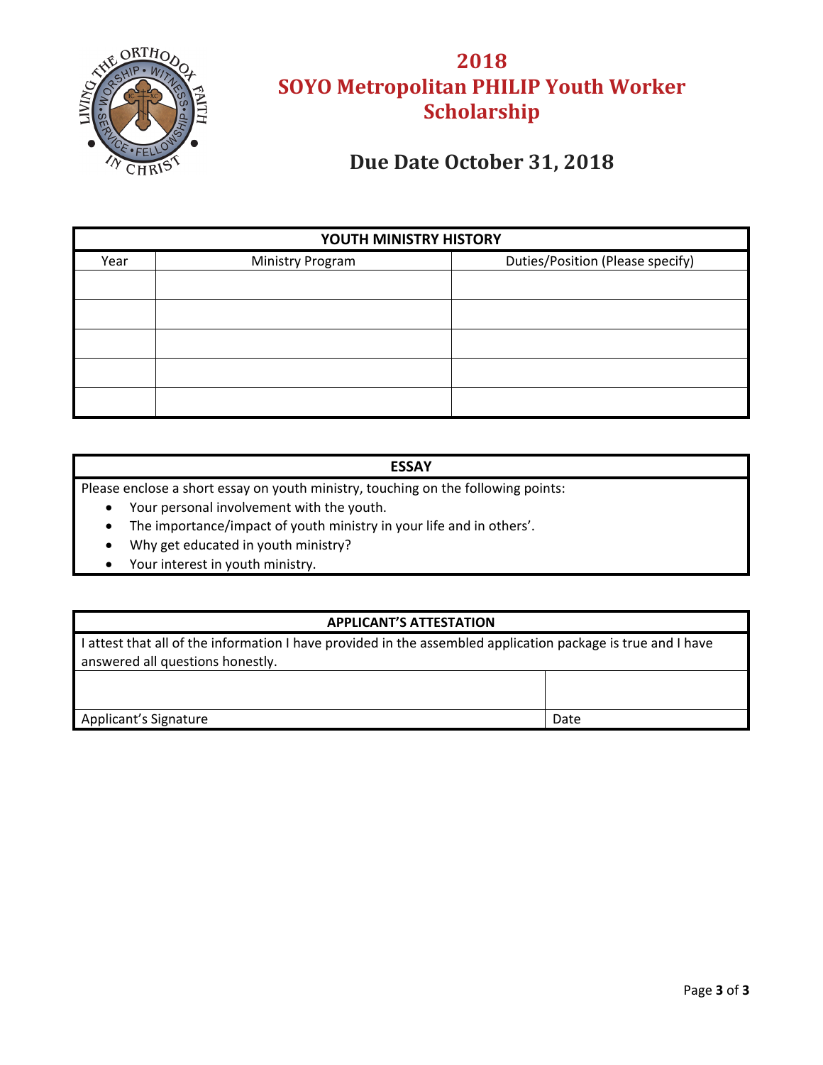# 2018 SOYO Metropolitan PHILIP Youth Worker Scholarship

## Due Date October 31, 2018

| YOUTH MINISTRY HISTORY | | |
|---|---|---|
| Year | Ministry Program | Duties/Position (Please specify) |
| | | |
| | | |
| | | |
| | | |
| | | |

**ESSAY**

Please enclose a short essay on youth ministry, touching on the following points:

- Your personal involvement with the youth.
- The importance/impact of youth ministry in your life and in others'.
- Why get educated in youth ministry?
- Your interest in youth ministry.

**APPLICANT'S ATTESTATION**

I attest that all of the information I have provided in the assembled application package is true and I have answered all questions honestly.

| | |
|---|---|
| | |
| Applicant's Signature | Date |